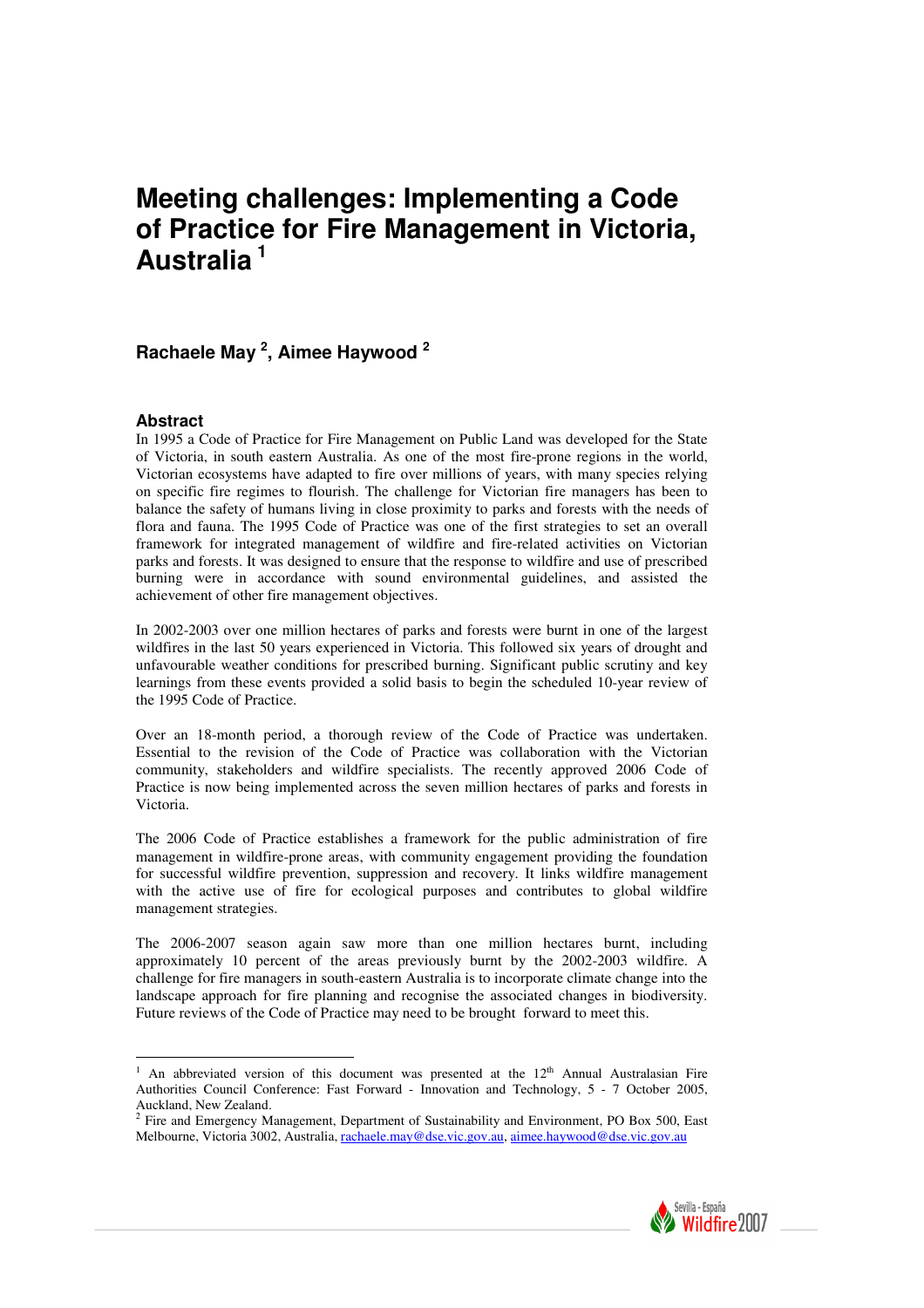# Meeting challenges: Implementing a Code of Practice for Fire Management in Victoria, Australia [1]

**Rachaele May [2], Aimee Haywood [2]**

## Abstract

In 1995 a Code of Practice for Fire Management on Public Land was developed for the State of Victoria, in south eastern Australia. As one of the most fire-prone regions in the world, Victorian ecosystems have adapted to fire over millions of years, with many species relying on specific fire regimes to flourish. The challenge for Victorian fire managers has been to balance the safety of humans living in close proximity to parks and forests with the needs of flora and fauna. The 1995 Code of Practice was one of the first strategies to set an overall framework for integrated management of wildfire and fire-related activities on Victorian parks and forests. It was designed to ensure that the response to wildfire and use of prescribed burning were in accordance with sound environmental guidelines, and assisted the achievement of other fire management objectives.

In 2002-2003 over one million hectares of parks and forests were burnt in one of the largest wildfires in the last 50 years experienced in Victoria. This followed six years of drought and unfavourable weather conditions for prescribed burning. Significant public scrutiny and key learnings from these events provided a solid basis to begin the scheduled 10-year review of the 1995 Code of Practice.

Over an 18-month period, a thorough review of the Code of Practice was undertaken. Essential to the revision of the Code of Practice was collaboration with the Victorian community, stakeholders and wildfire specialists. The recently approved 2006 Code of Practice is now being implemented across the seven million hectares of parks and forests in Victoria.

The 2006 Code of Practice establishes a framework for the public administration of fire management in wildfire-prone areas, with community engagement providing the foundation for successful wildfire prevention, suppression and recovery. It links wildfire management with the active use of fire for ecological purposes and contributes to global wildfire management strategies.

The 2006-2007 season again saw more than one million hectares burnt, including approximately 10 percent of the areas previously burnt by the 2002-2003 wildfire. A challenge for fire managers in south-eastern Australia is to incorporate climate change into the landscape approach for fire planning and recognise the associated changes in biodiversity. Future reviews of the Code of Practice may need to be brought forward to meet this.

---

[1] An abbreviated version of this document was presented at the 12th Annual Australasian Fire Authorities Council Conference: Fast Forward - Innovation and Technology, 5 - 7 October 2005, Auckland, New Zealand.

[2] Fire and Emergency Management, Department of Sustainability and Environment, PO Box 500, East Melbourne, Victoria 3002, Australia, rachaele.may@dse.vic.gov.au, aimee.haywood@dse.vic.gov.au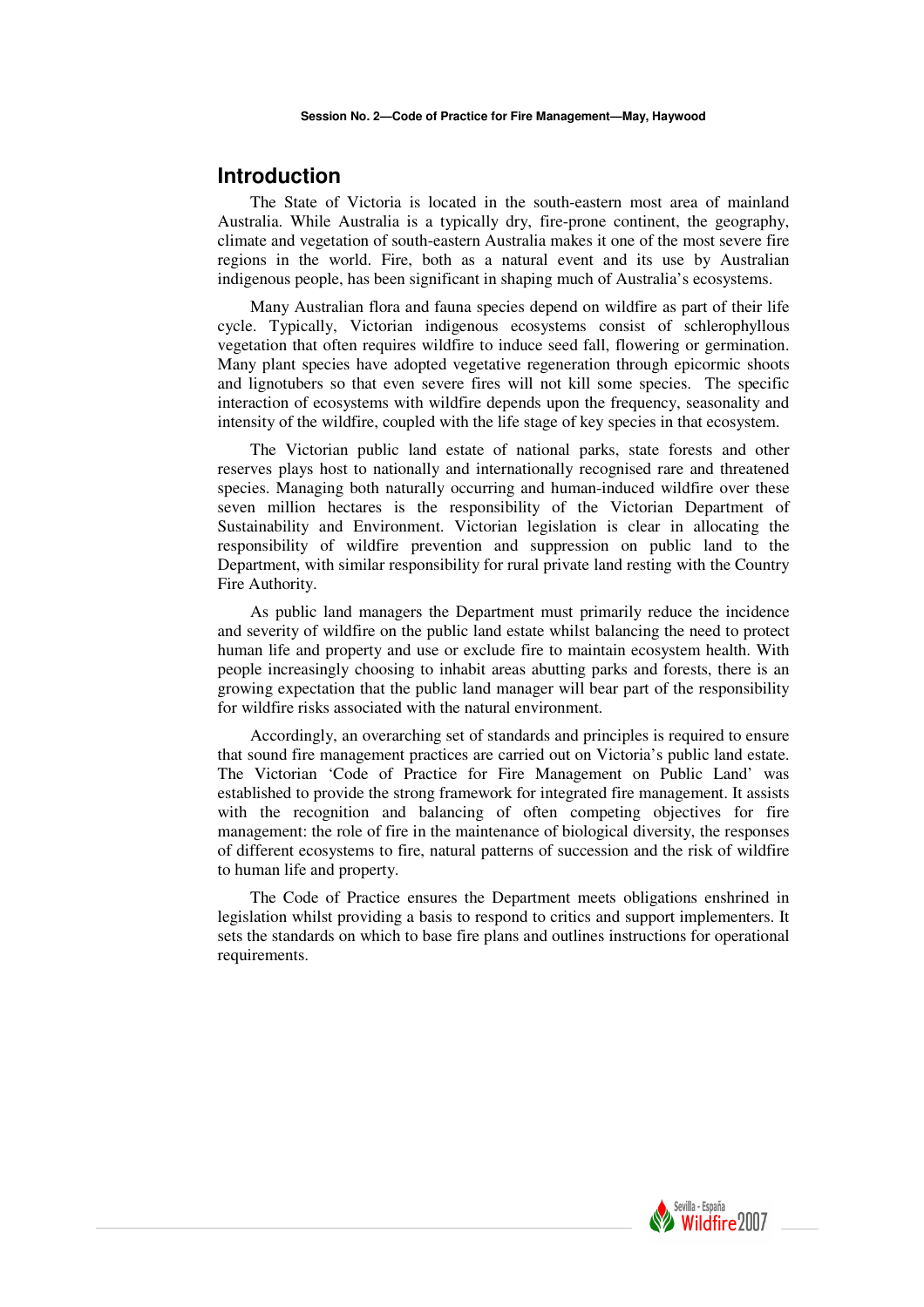## Introduction

The State of Victoria is located in the south-eastern most area of mainland Australia. While Australia is a typically dry, fire-prone continent, the geography, climate and vegetation of south-eastern Australia makes it one of the most severe fire regions in the world. Fire, both as a natural event and its use by Australian indigenous people, has been significant in shaping much of Australia's ecosystems.

Many Australian flora and fauna species depend on wildfire as part of their life cycle. Typically, Victorian indigenous ecosystems consist of schlerophyllous vegetation that often requires wildfire to induce seed fall, flowering or germination. Many plant species have adopted vegetative regeneration through epicormic shoots and lignotubers so that even severe fires will not kill some species. The specific interaction of ecosystems with wildfire depends upon the frequency, seasonality and intensity of the wildfire, coupled with the life stage of key species in that ecosystem.

The Victorian public land estate of national parks, state forests and other reserves plays host to nationally and internationally recognised rare and threatened species. Managing both naturally occurring and human-induced wildfire over these seven million hectares is the responsibility of the Victorian Department of Sustainability and Environment. Victorian legislation is clear in allocating the responsibility of wildfire prevention and suppression on public land to the Department, with similar responsibility for rural private land resting with the Country Fire Authority.

As public land managers the Department must primarily reduce the incidence and severity of wildfire on the public land estate whilst balancing the need to protect human life and property and use or exclude fire to maintain ecosystem health. With people increasingly choosing to inhabit areas abutting parks and forests, there is an growing expectation that the public land manager will bear part of the responsibility for wildfire risks associated with the natural environment.

Accordingly, an overarching set of standards and principles is required to ensure that sound fire management practices are carried out on Victoria's public land estate. The Victorian 'Code of Practice for Fire Management on Public Land' was established to provide the strong framework for integrated fire management. It assists with the recognition and balancing of often competing objectives for fire management: the role of fire in the maintenance of biological diversity, the responses of different ecosystems to fire, natural patterns of succession and the risk of wildfire to human life and property.

The Code of Practice ensures the Department meets obligations enshrined in legislation whilst providing a basis to respond to critics and support implementers. It sets the standards on which to base fire plans and outlines instructions for operational requirements.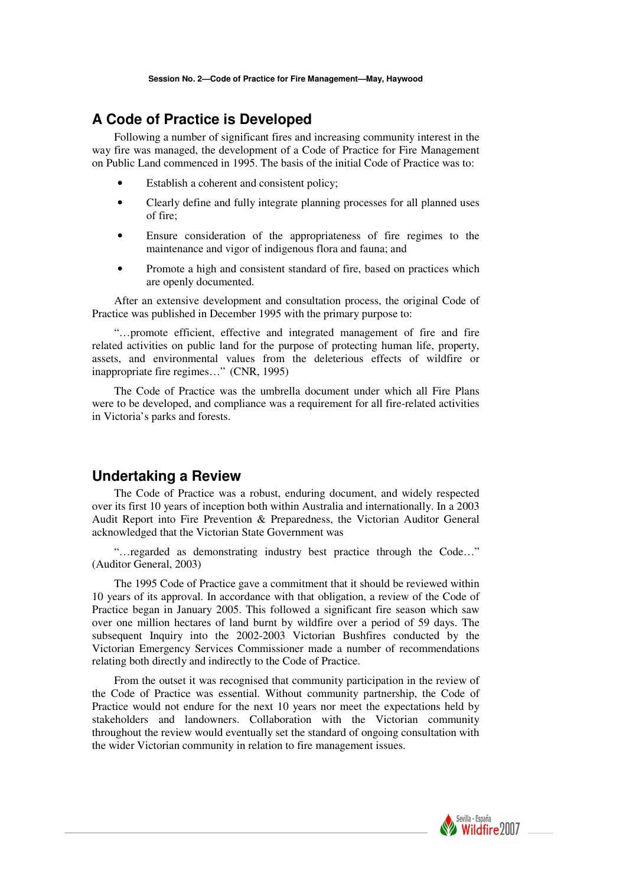## A Code of Practice is Developed

Following a number of significant fires and increasing community interest in the way fire was managed, the development of a Code of Practice for Fire Management on Public Land commenced in 1995. The basis of the initial Code of Practice was to:

- Establish a coherent and consistent policy;
- Clearly define and fully integrate planning processes for all planned uses of fire;
- Ensure consideration of the appropriateness of fire regimes to the maintenance and vigor of indigenous flora and fauna; and
- Promote a high and consistent standard of fire, based on practices which are openly documented.

After an extensive development and consultation process, the original Code of Practice was published in December 1995 with the primary purpose to:

"…promote efficient, effective and integrated management of fire and fire related activities on public land for the purpose of protecting human life, property, assets, and environmental values from the deleterious effects of wildfire or inappropriate fire regimes…" (CNR, 1995)

The Code of Practice was the umbrella document under which all Fire Plans were to be developed, and compliance was a requirement for all fire-related activities in Victoria's parks and forests.

## Undertaking a Review

The Code of Practice was a robust, enduring document, and widely respected over its first 10 years of inception both within Australia and internationally. In a 2003 Audit Report into Fire Prevention & Preparedness, the Victorian Auditor General acknowledged that the Victorian State Government was

"…regarded as demonstrating industry best practice through the Code…" (Auditor General, 2003)

The 1995 Code of Practice gave a commitment that it should be reviewed within 10 years of its approval. In accordance with that obligation, a review of the Code of Practice began in January 2005. This followed a significant fire season which saw over one million hectares of land burnt by wildfire over a period of 59 days. The subsequent Inquiry into the 2002-2003 Victorian Bushfires conducted by the Victorian Emergency Services Commissioner made a number of recommendations relating both directly and indirectly to the Code of Practice.

From the outset it was recognised that community participation in the review of the Code of Practice was essential. Without community partnership, the Code of Practice would not endure for the next 10 years nor meet the expectations held by stakeholders and landowners. Collaboration with the Victorian community throughout the review would eventually set the standard of ongoing consultation with the wider Victorian community in relation to fire management issues.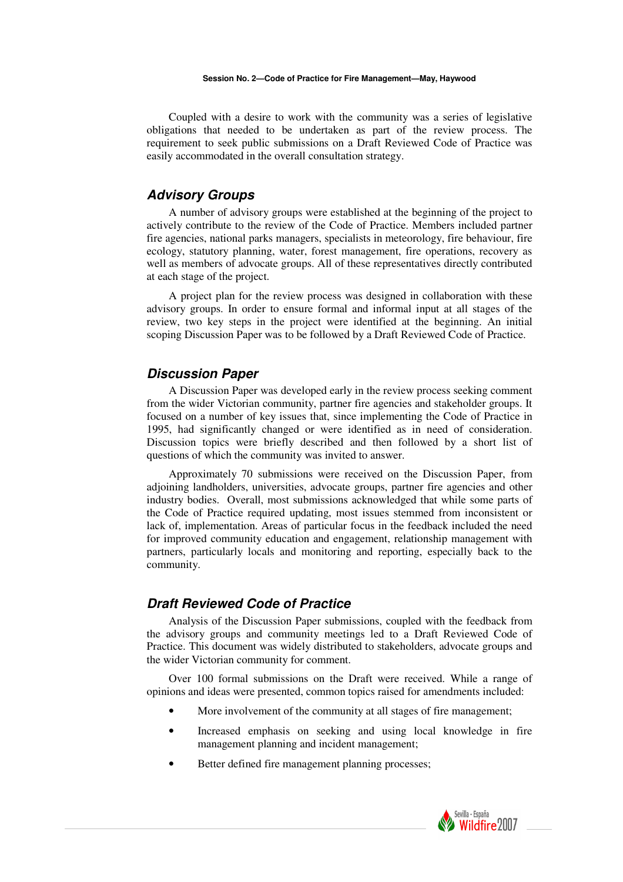Coupled with a desire to work with the community was a series of legislative obligations that needed to be undertaken as part of the review process. The requirement to seek public submissions on a Draft Reviewed Code of Practice was easily accommodated in the overall consultation strategy.

## *Advisory Groups*

A number of advisory groups were established at the beginning of the project to actively contribute to the review of the Code of Practice. Members included partner fire agencies, national parks managers, specialists in meteorology, fire behaviour, fire ecology, statutory planning, water, forest management, fire operations, recovery as well as members of advocate groups. All of these representatives directly contributed at each stage of the project.

A project plan for the review process was designed in collaboration with these advisory groups. In order to ensure formal and informal input at all stages of the review, two key steps in the project were identified at the beginning. An initial scoping Discussion Paper was to be followed by a Draft Reviewed Code of Practice.

## *Discussion Paper*

A Discussion Paper was developed early in the review process seeking comment from the wider Victorian community, partner fire agencies and stakeholder groups. It focused on a number of key issues that, since implementing the Code of Practice in 1995, had significantly changed or were identified as in need of consideration. Discussion topics were briefly described and then followed by a short list of questions of which the community was invited to answer.

Approximately 70 submissions were received on the Discussion Paper, from adjoining landholders, universities, advocate groups, partner fire agencies and other industry bodies. Overall, most submissions acknowledged that while some parts of the Code of Practice required updating, most issues stemmed from inconsistent or lack of, implementation. Areas of particular focus in the feedback included the need for improved community education and engagement, relationship management with partners, particularly locals and monitoring and reporting, especially back to the community.

## *Draft Reviewed Code of Practice*

Analysis of the Discussion Paper submissions, coupled with the feedback from the advisory groups and community meetings led to a Draft Reviewed Code of Practice. This document was widely distributed to stakeholders, advocate groups and the wider Victorian community for comment.

Over 100 formal submissions on the Draft were received. While a range of opinions and ideas were presented, common topics raised for amendments included:

- More involvement of the community at all stages of fire management;
- Increased emphasis on seeking and using local knowledge in fire management planning and incident management;
- Better defined fire management planning processes;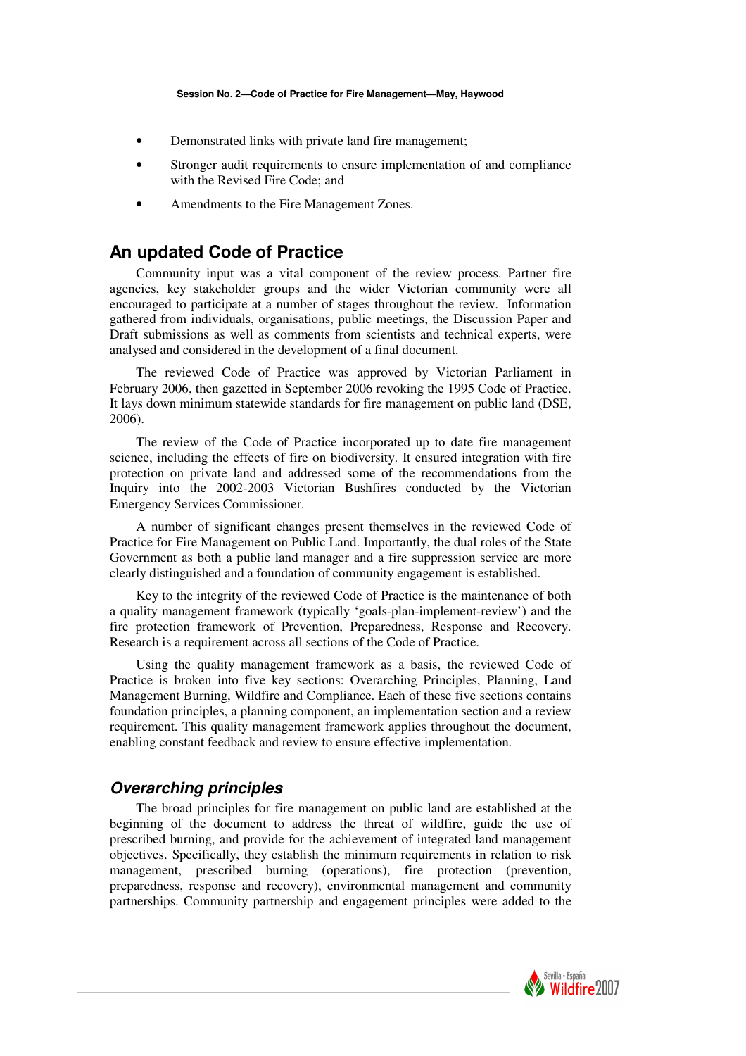- Demonstrated links with private land fire management;
- Stronger audit requirements to ensure implementation of and compliance with the Revised Fire Code; and
- Amendments to the Fire Management Zones.

## An updated Code of Practice

Community input was a vital component of the review process. Partner fire agencies, key stakeholder groups and the wider Victorian community were all encouraged to participate at a number of stages throughout the review. Information gathered from individuals, organisations, public meetings, the Discussion Paper and Draft submissions as well as comments from scientists and technical experts, were analysed and considered in the development of a final document.

The reviewed Code of Practice was approved by Victorian Parliament in February 2006, then gazetted in September 2006 revoking the 1995 Code of Practice. It lays down minimum statewide standards for fire management on public land (DSE, 2006).

The review of the Code of Practice incorporated up to date fire management science, including the effects of fire on biodiversity. It ensured integration with fire protection on private land and addressed some of the recommendations from the Inquiry into the 2002-2003 Victorian Bushfires conducted by the Victorian Emergency Services Commissioner.

A number of significant changes present themselves in the reviewed Code of Practice for Fire Management on Public Land. Importantly, the dual roles of the State Government as both a public land manager and a fire suppression service are more clearly distinguished and a foundation of community engagement is established.

Key to the integrity of the reviewed Code of Practice is the maintenance of both a quality management framework (typically 'goals-plan-implement-review') and the fire protection framework of Prevention, Preparedness, Response and Recovery. Research is a requirement across all sections of the Code of Practice.

Using the quality management framework as a basis, the reviewed Code of Practice is broken into five key sections: Overarching Principles, Planning, Land Management Burning, Wildfire and Compliance. Each of these five sections contains foundation principles, a planning component, an implementation section and a review requirement. This quality management framework applies throughout the document, enabling constant feedback and review to ensure effective implementation.

### *Overarching principles*

The broad principles for fire management on public land are established at the beginning of the document to address the threat of wildfire, guide the use of prescribed burning, and provide for the achievement of integrated land management objectives. Specifically, they establish the minimum requirements in relation to risk management, prescribed burning (operations), fire protection (prevention, preparedness, response and recovery), environmental management and community partnerships. Community partnership and engagement principles were added to the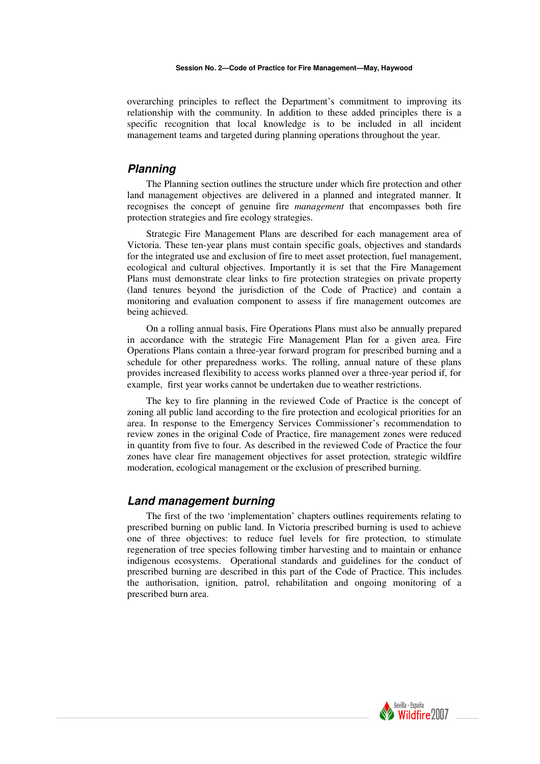overarching principles to reflect the Department's commitment to improving its relationship with the community. In addition to these added principles there is a specific recognition that local knowledge is to be included in all incident management teams and targeted during planning operations throughout the year.

## Planning

The Planning section outlines the structure under which fire protection and other land management objectives are delivered in a planned and integrated manner. It recognises the concept of genuine fire *management* that encompasses both fire protection strategies and fire ecology strategies.

Strategic Fire Management Plans are described for each management area of Victoria. These ten-year plans must contain specific goals, objectives and standards for the integrated use and exclusion of fire to meet asset protection, fuel management, ecological and cultural objectives. Importantly it is set that the Fire Management Plans must demonstrate clear links to fire protection strategies on private property (land tenures beyond the jurisdiction of the Code of Practice) and contain a monitoring and evaluation component to assess if fire management outcomes are being achieved.

On a rolling annual basis, Fire Operations Plans must also be annually prepared in accordance with the strategic Fire Management Plan for a given area. Fire Operations Plans contain a three-year forward program for prescribed burning and a schedule for other preparedness works. The rolling, annual nature of these plans provides increased flexibility to access works planned over a three-year period if, for example, first year works cannot be undertaken due to weather restrictions.

The key to fire planning in the reviewed Code of Practice is the concept of zoning all public land according to the fire protection and ecological priorities for an area. In response to the Emergency Services Commissioner's recommendation to review zones in the original Code of Practice, fire management zones were reduced in quantity from five to four. As described in the reviewed Code of Practice the four zones have clear fire management objectives for asset protection, strategic wildfire moderation, ecological management or the exclusion of prescribed burning.

## Land management burning

The first of the two 'implementation' chapters outlines requirements relating to prescribed burning on public land. In Victoria prescribed burning is used to achieve one of three objectives: to reduce fuel levels for fire protection, to stimulate regeneration of tree species following timber harvesting and to maintain or enhance indigenous ecosystems. Operational standards and guidelines for the conduct of prescribed burning are described in this part of the Code of Practice. This includes the authorisation, ignition, patrol, rehabilitation and ongoing monitoring of a prescribed burn area.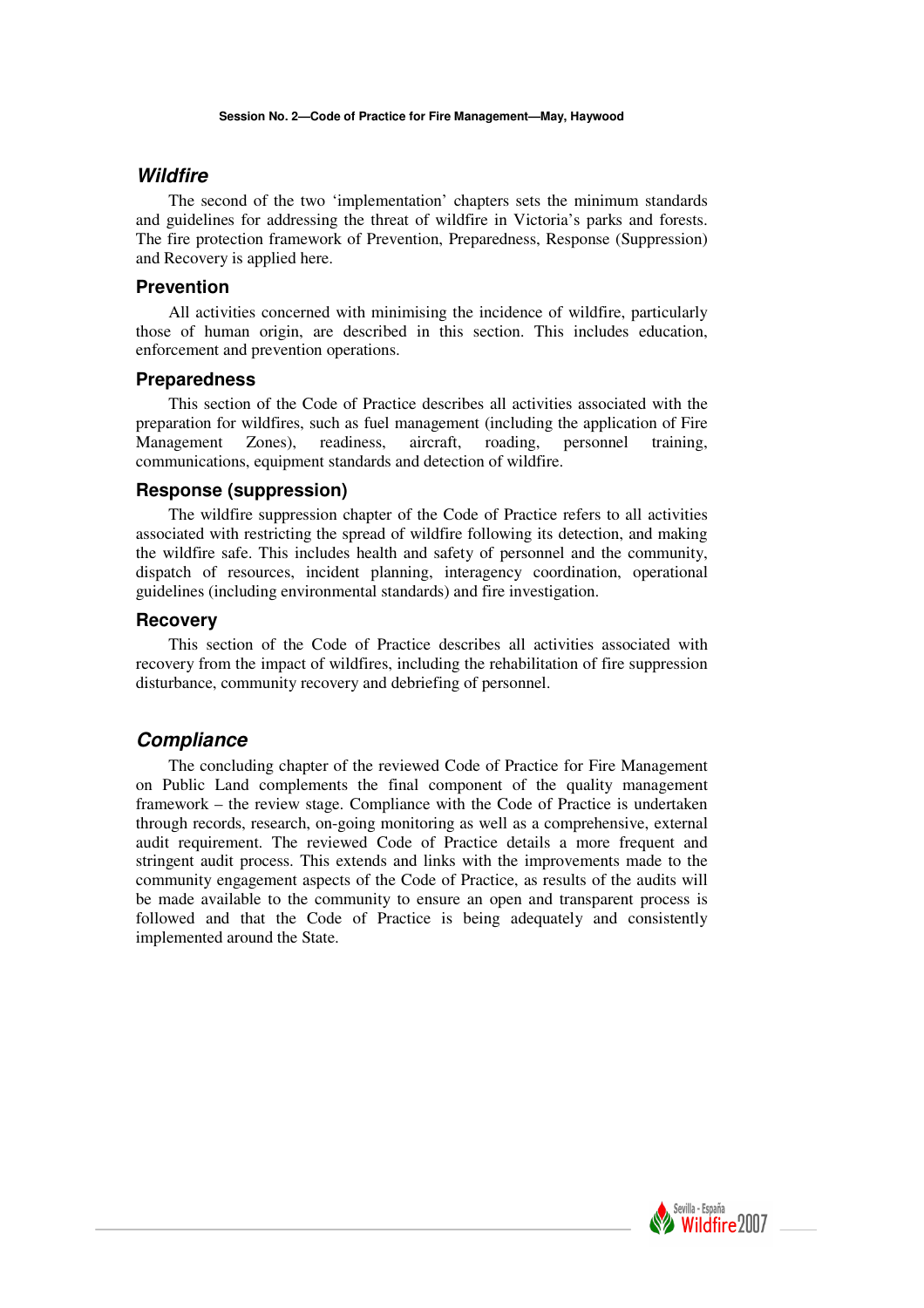## *Wildfire*

The second of the two 'implementation' chapters sets the minimum standards and guidelines for addressing the threat of wildfire in Victoria's parks and forests. The fire protection framework of Prevention, Preparedness, Response (Suppression) and Recovery is applied here.

### Prevention

All activities concerned with minimising the incidence of wildfire, particularly those of human origin, are described in this section. This includes education, enforcement and prevention operations.

### Preparedness

This section of the Code of Practice describes all activities associated with the preparation for wildfires, such as fuel management (including the application of Fire Management Zones), readiness, aircraft, roading, personnel training, communications, equipment standards and detection of wildfire.

### Response (suppression)

The wildfire suppression chapter of the Code of Practice refers to all activities associated with restricting the spread of wildfire following its detection, and making the wildfire safe. This includes health and safety of personnel and the community, dispatch of resources, incident planning, interagency coordination, operational guidelines (including environmental standards) and fire investigation.

### Recovery

This section of the Code of Practice describes all activities associated with recovery from the impact of wildfires, including the rehabilitation of fire suppression disturbance, community recovery and debriefing of personnel.

## *Compliance*

The concluding chapter of the reviewed Code of Practice for Fire Management on Public Land complements the final component of the quality management framework – the review stage. Compliance with the Code of Practice is undertaken through records, research, on-going monitoring as well as a comprehensive, external audit requirement. The reviewed Code of Practice details a more frequent and stringent audit process. This extends and links with the improvements made to the community engagement aspects of the Code of Practice, as results of the audits will be made available to the community to ensure an open and transparent process is followed and that the Code of Practice is being adequately and consistently implemented around the State.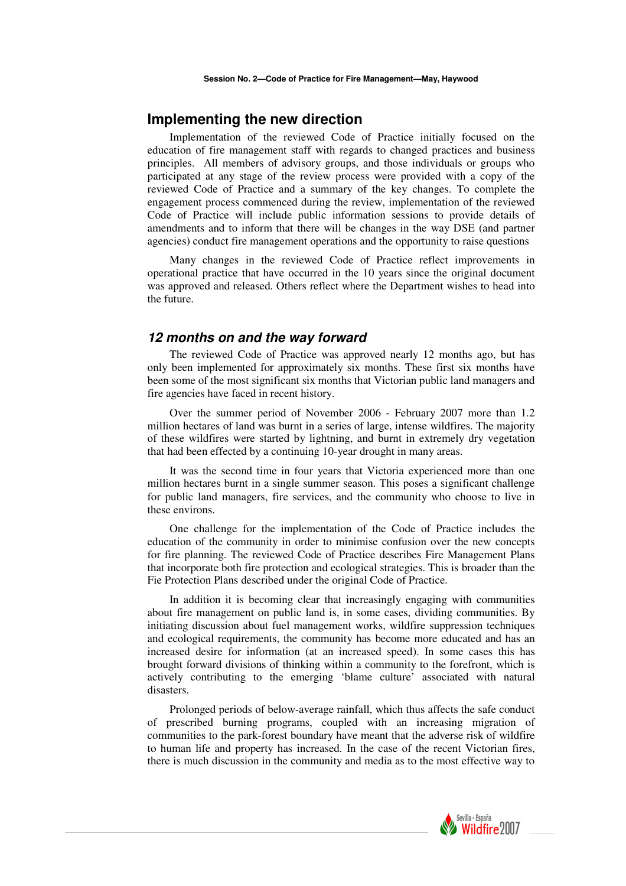## Implementing the new direction

Implementation of the reviewed Code of Practice initially focused on the education of fire management staff with regards to changed practices and business principles. All members of advisory groups, and those individuals or groups who participated at any stage of the review process were provided with a copy of the reviewed Code of Practice and a summary of the key changes. To complete the engagement process commenced during the review, implementation of the reviewed Code of Practice will include public information sessions to provide details of amendments and to inform that there will be changes in the way DSE (and partner agencies) conduct fire management operations and the opportunity to raise questions

Many changes in the reviewed Code of Practice reflect improvements in operational practice that have occurred in the 10 years since the original document was approved and released. Others reflect where the Department wishes to head into the future.

### *12 months on and the way forward*

The reviewed Code of Practice was approved nearly 12 months ago, but has only been implemented for approximately six months. These first six months have been some of the most significant six months that Victorian public land managers and fire agencies have faced in recent history.

Over the summer period of November 2006 - February 2007 more than 1.2 million hectares of land was burnt in a series of large, intense wildfires. The majority of these wildfires were started by lightning, and burnt in extremely dry vegetation that had been effected by a continuing 10-year drought in many areas.

It was the second time in four years that Victoria experienced more than one million hectares burnt in a single summer season. This poses a significant challenge for public land managers, fire services, and the community who choose to live in these environs.

One challenge for the implementation of the Code of Practice includes the education of the community in order to minimise confusion over the new concepts for fire planning. The reviewed Code of Practice describes Fire Management Plans that incorporate both fire protection and ecological strategies. This is broader than the Fie Protection Plans described under the original Code of Practice.

In addition it is becoming clear that increasingly engaging with communities about fire management on public land is, in some cases, dividing communities. By initiating discussion about fuel management works, wildfire suppression techniques and ecological requirements, the community has become more educated and has an increased desire for information (at an increased speed). In some cases this has brought forward divisions of thinking within a community to the forefront, which is actively contributing to the emerging 'blame culture' associated with natural disasters.

Prolonged periods of below-average rainfall, which thus affects the safe conduct of prescribed burning programs, coupled with an increasing migration of communities to the park-forest boundary have meant that the adverse risk of wildfire to human life and property has increased. In the case of the recent Victorian fires, there is much discussion in the community and media as to the most effective way to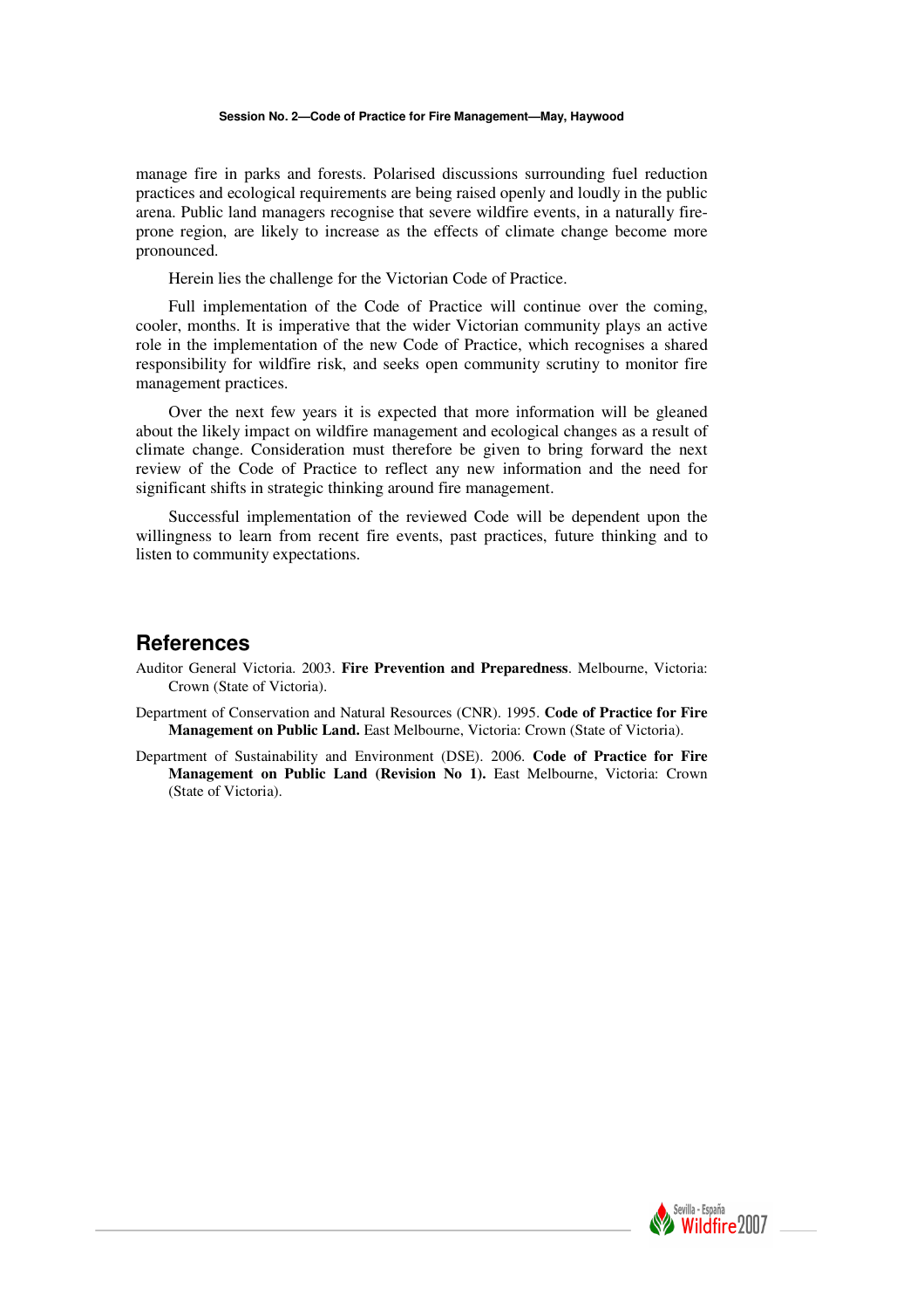manage fire in parks and forests. Polarised discussions surrounding fuel reduction practices and ecological requirements are being raised openly and loudly in the public arena. Public land managers recognise that severe wildfire events, in a naturally fire-prone region, are likely to increase as the effects of climate change become more pronounced.

Herein lies the challenge for the Victorian Code of Practice.

Full implementation of the Code of Practice will continue over the coming, cooler, months. It is imperative that the wider Victorian community plays an active role in the implementation of the new Code of Practice, which recognises a shared responsibility for wildfire risk, and seeks open community scrutiny to monitor fire management practices.

Over the next few years it is expected that more information will be gleaned about the likely impact on wildfire management and ecological changes as a result of climate change. Consideration must therefore be given to bring forward the next review of the Code of Practice to reflect any new information and the need for significant shifts in strategic thinking around fire management.

Successful implementation of the reviewed Code will be dependent upon the willingness to learn from recent fire events, past practices, future thinking and to listen to community expectations.

## References

Auditor General Victoria. 2003. **Fire Prevention and Preparedness**. Melbourne, Victoria: Crown (State of Victoria).

Department of Conservation and Natural Resources (CNR). 1995. **Code of Practice for Fire Management on Public Land.** East Melbourne, Victoria: Crown (State of Victoria).

Department of Sustainability and Environment (DSE). 2006. **Code of Practice for Fire Management on Public Land (Revision No 1).** East Melbourne, Victoria: Crown (State of Victoria).